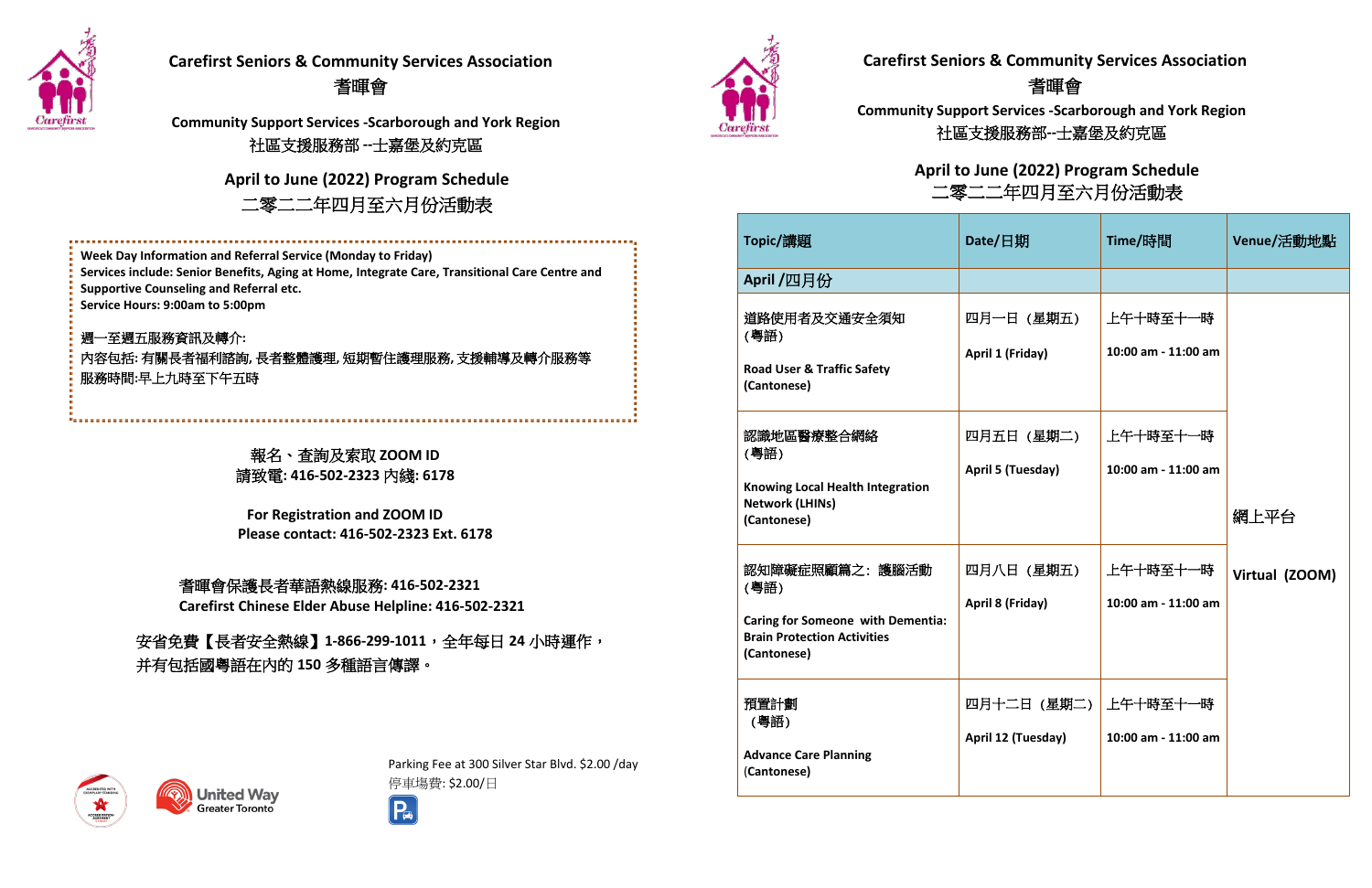## Carefirst Seniors & Community Services Association
## 耆暉會

**Community Support Services -Scarborough and York Region**
社區支援服務部 --士嘉堡及約克區

### April to June (2022) Program Schedule
### 二零二二年四月至六月份活動表

**Week Day Information and Referral Service (Monday to Friday)**
**Services include: Senior Benefits, Aging at Home, Integrate Care, Transitional Care Centre and Supportive Counseling and Referral etc.**
**Service Hours: 9:00am to 5:00pm**

週一至週五服務資訊及轉介:
內容包括: 有關長者福利諮詢, 長者整體護理, 短期暫住護理服務, 支援輔導及轉介服務等
服務時間:早上九時至下午五時

**報名、查詢及索取 ZOOM ID**
**請致電: 416-502-2323 內綫: 6178**

**For Registration and ZOOM ID**
**Please contact: 416-502-2323 Ext. 6178**

**耆暉會保護長者華語熱線服務: 416-502-2321**
**Carefirst Chinese Elder Abuse Helpline: 416-502-2321**

安省免費【長者安全熱線】**1-866-299-1011**，全年每日 **24** 小時運作，并有包括國粵語在内的 **150** 多種語言傳譯。

Parking Fee at 300 Silver Star Blvd. $2.00 /day
停車場費: $2.00/日

United Way Greater Toronto

## Carefirst Seniors & Community Services Association
## 耆暉會

**Community Support Services -Scarborough and York Region**
社區支援服務部--士嘉堡及約克區

### April to June (2022) Program Schedule
### 二零二二年四月至六月份活動表

| Topic/講題 | Date/日期 | Time/時間 | Venue/活動地點 |
|---|---|---|---|
| **April /四月份** | | | |
| 道路使用者及交通安全須知（粵語）<br>**Road User & Traffic Safety (Cantonese)** | 四月一日（星期五）<br>**April 1 (Friday)** | 上午十時至十一時<br>**10:00 am - 11:00 am** | 網上平台<br>**Virtual (ZOOM)** |
| 認識地區醫療整合網絡（粵語）<br>**Knowing Local Health Integration Network (LHINs) (Cantonese)** | 四月五日（星期二）<br>**April 5 (Tuesday)** | 上午十時至十一時<br>**10:00 am - 11:00 am** | 網上平台<br>**Virtual (ZOOM)** |
| 認知障礙症照顧篇之：護腦活動（粵語）<br>**Caring for Someone with Dementia: Brain Protection Activities (Cantonese)** | 四月八日（星期五）<br>**April 8 (Friday)** | 上午十時至十一時<br>**10:00 am - 11:00 am** | 網上平台<br>**Virtual (ZOOM)** |
| 預置計劃（粵語）<br>**Advance Care Planning (Cantonese)** | 四月十二日（星期二）<br>**April 12 (Tuesday)** | 上午十時至十一時<br>**10:00 am - 11:00 am** | 網上平台<br>**Virtual (ZOOM)** |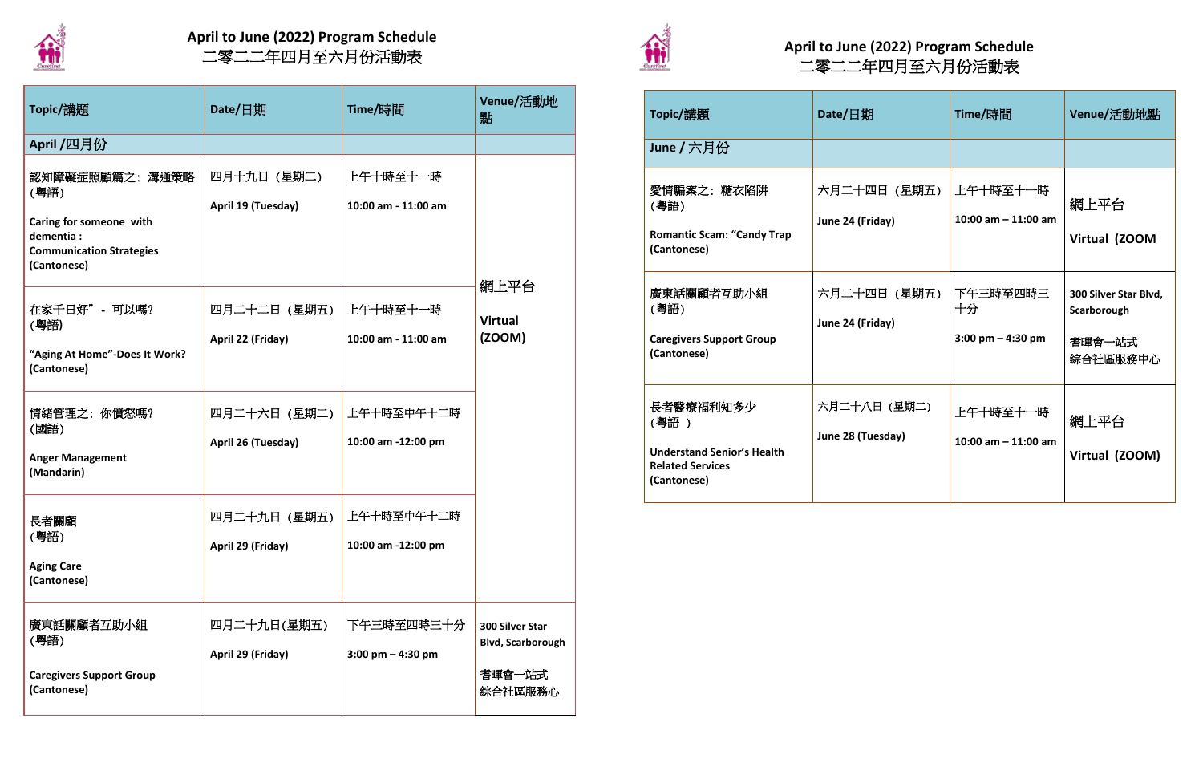## April to June (2022) Program Schedule
## 二零二二年四月至六月份活動表

| Topic/講題 | Date/日期 | Time/時間 | Venue/活動地點 |
|---|---|---|---|
| **April /四月份** | | | |
| 認知障礙症照顧篇之：溝通策略（粵語） **Caring for someone with dementia : Communication Strategies (Cantonese)** | 四月十九日（星期二） **April 19 (Tuesday)** | 上午十時至十一時 **10:00 am - 11:00 am** | 網上平台 **Virtual (ZOOM)** |
| 在家千日好" - 可以嗎?（粵語） **"Aging At Home"-Does It Work? (Cantonese)** | 四月二十二日（星期五） **April 22 (Friday)** | 上午十時至十一時 **10:00 am - 11:00 am** | 網上平台 **Virtual (ZOOM)** |
| 情緒管理之：你憤怒嗎?（國語） **Anger Management (Mandarin)** | 四月二十六日（星期二） **April 26 (Tuesday)** | 上午十時至中午十二時 **10:00 am -12:00 pm** | 網上平台 **Virtual (ZOOM)** |
| 長者關顧（粵語） **Aging Care (Cantonese)** | 四月二十九日（星期五） **April 29 (Friday)** | 上午十時至中午十二時 **10:00 am -12:00 pm** | 網上平台 **Virtual (ZOOM)** |
| 廣東話關顧者互助小組（粵語） **Caregivers Support Group (Cantonese)** | 四月二十九日(星期五) **April 29 (Friday)** | 下午三時至四時三十分 **3:00 pm – 4:30 pm** | **300 Silver Star Blvd, Scarborough** 耆暉會一站式綜合社區服務心 |

## April to June (2022) Program Schedule
## 二零二二年四月至六月份活動表

| Topic/講題 | Date/日期 | Time/時間 | Venue/活動地點 |
|---|---|---|---|
| **June / 六月份** | | | |
| 愛情騙案之：糖衣陷阱（粵語） **Romantic Scam: "Candy Trap (Cantonese)** | 六月二十四日（星期五） **June 24 (Friday)** | 上午十時至十一時 **10:00 am – 11:00 am** | 網上平台 **Virtual (ZOOM** |
| 廣東話關顧者互助小組（粵語） **Caregivers Support Group (Cantonese)** | 六月二十四日（星期五） **June 24 (Friday)** | 下午三時至四時三十分 **3:00 pm – 4:30 pm** | **300 Silver Star Blvd, Scarborough** 耆暉會一站式綜合社區服務中心 |
| 長者醫療福利知多少（粵語） **Understand Senior's Health Related Services (Cantonese)** | 六月二十八日（星期二） **June 28 (Tuesday)** | 上午十時至十一時 **10:00 am – 11:00 am** | 網上平台 **Virtual (ZOOM)** |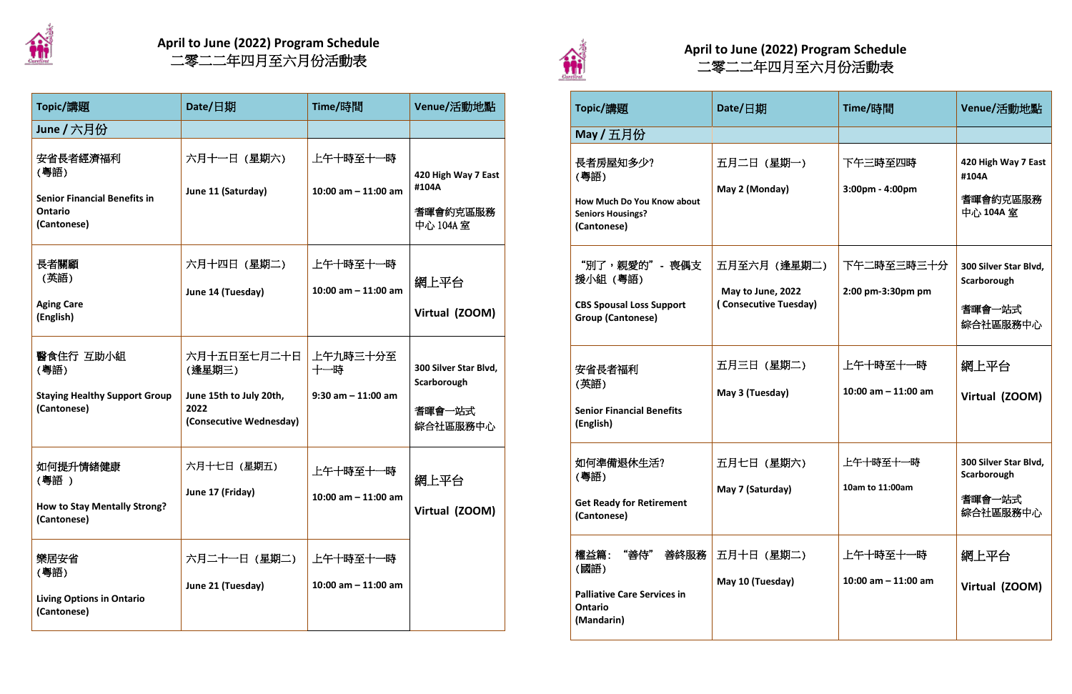## April to June (2022) Program Schedule
## 二零二二年四月至六月份活動表

| Topic/講題 | Date/日期 | Time/時間 | Venue/活動地點 |
|---|---|---|---|
| **June / 六月份** | | | |
| 安省長者經濟福利（粵語）<br>**Senior Financial Benefits in Ontario (Cantonese)** | 六月十一日（星期六）<br>**June 11 (Saturday)** | 上午十時至十一時<br>**10:00 am – 11:00 am** | **420 High Way 7 East #104A**<br>耆暉會約克區服務中心 104A 室 |
| 長者關顧（英語）<br>**Aging Care (English)** | 六月十四日（星期二）<br>**June 14 (Tuesday)** | 上午十時至十一時<br>**10:00 am – 11:00 am** | 網上平台<br>**Virtual (ZOOM)** |
| 醫食住行 互助小組（粵語）<br>**Staying Healthy Support Group (Cantonese)** | 六月十五日至七月二十日（逢星期三）<br>**June 15th to July 20th, 2022 (Consecutive Wednesday)** | 上午九時三十分至十一時<br>**9:30 am – 11:00 am** | **300 Silver Star Blvd, Scarborough**<br>耆暉會一站式綜合社區服務中心 |
| 如何提升情緒健康（粵語）<br>**How to Stay Mentally Strong? (Cantonese)** | 六月十七日（星期五）<br>**June 17 (Friday)** | 上午十時至十一時<br>**10:00 am – 11:00 am** | 網上平台<br>**Virtual (ZOOM)** |
| 樂居安省（粵語）<br>**Living Options in Ontario (Cantonese)** | 六月二十一日（星期二）<br>**June 21 (Tuesday)** | 上午十時至十一時<br>**10:00 am – 11:00 am** | |

## April to June (2022) Program Schedule
## 二零二二年四月至六月份活動表

| Topic/講題 | Date/日期 | Time/時間 | Venue/活動地點 |
|---|---|---|---|
| **May / 五月份** | | | |
| 長者房屋知多少?（粵語）<br>**How Much Do You Know about Seniors Housings? (Cantonese)** | 五月二日（星期一）<br>**May 2 (Monday)** | 下午三時至四時<br>**3:00pm - 4:00pm** | **420 High Way 7 East #104A**<br>耆暉會約克區服務中心 104A 室 |
| "別了，親愛的" - 喪偶支援小組（粵語）<br>**CBS Spousal Loss Support Group (Cantonese)** | 五月至六月（逢星期二）<br>**May to June, 2022 ( Consecutive Tuesday)** | 下午二時至三時三十分<br>**2:00 pm-3:30pm pm** | **300 Silver Star Blvd, Scarborough**<br>耆暉會一站式綜合社區服務中心 |
| 安省長者福利（英語）<br>**Senior Financial Benefits (English)** | 五月三日（星期二）<br>**May 3 (Tuesday)** | 上午十時至十一時<br>**10:00 am – 11:00 am** | 網上平台<br>**Virtual (ZOOM)** |
| 如何準備退休生活?（粵語）<br>**Get Ready for Retirement (Cantonese)** | 五月七日（星期六）<br>**May 7 (Saturday)** | 上午十時至十一時<br>**10am to 11:00am** | **300 Silver Star Blvd, Scarborough**<br>耆暉會一站式綜合社區服務中心 |
| 權益篇："善侍" 善終服務（國語）<br>**Palliative Care Services in Ontario (Mandarin)** | 五月十日（星期二）<br>**May 10 (Tuesday)** | 上午十時至十一時<br>**10:00 am – 11:00 am** | 網上平台<br>**Virtual (ZOOM)** |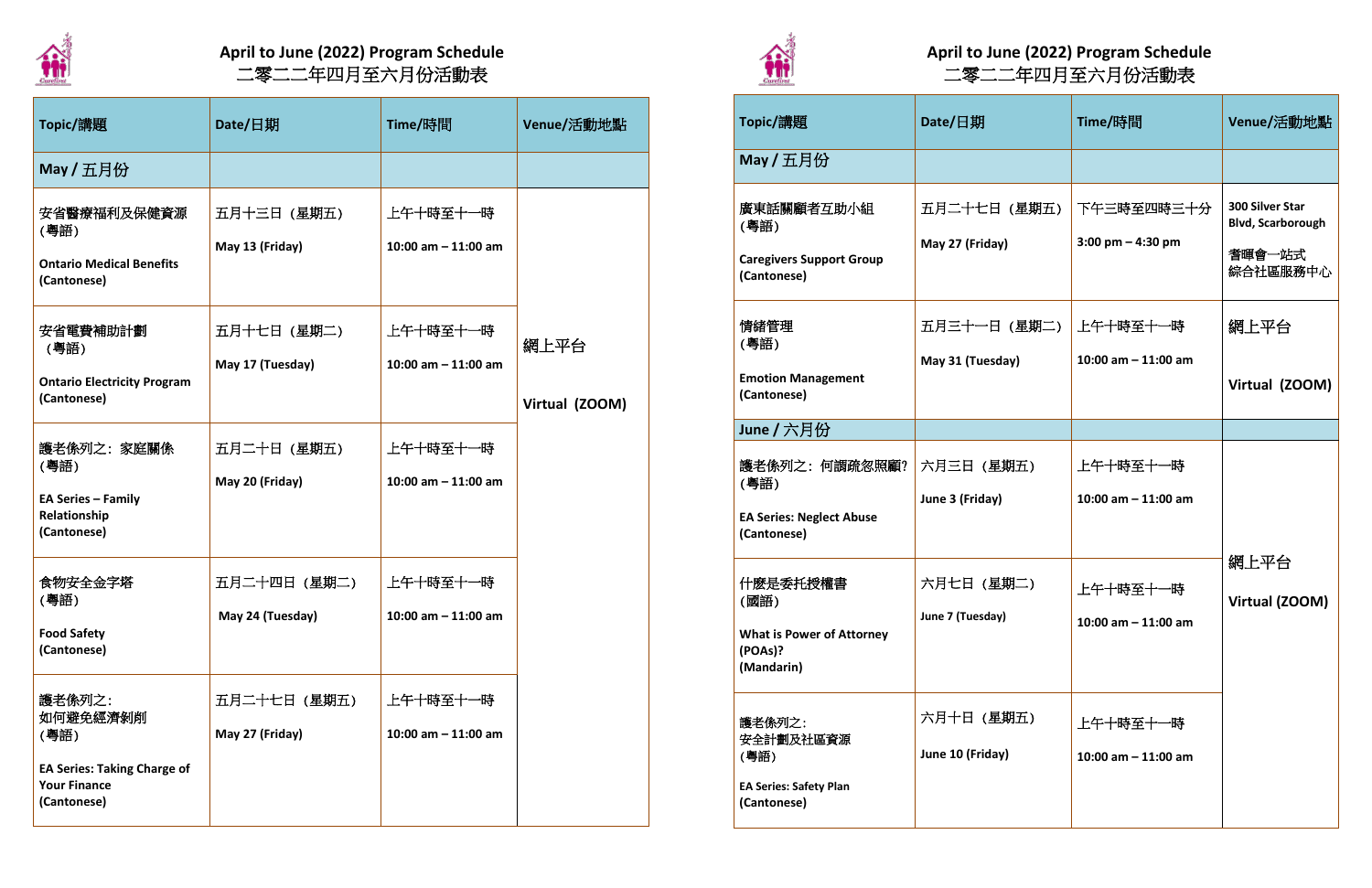## April to June (2022) Program Schedule
## 二零二二年四月至六月份活動表

| Topic/講題 | Date/日期 | Time/時間 | Venue/活動地點 |
|---|---|---|---|
| **May / 五月份** | | | |
| 安省醫療福利及保健資源（粵語）<br>**Ontario Medical Benefits (Cantonese)** | 五月十三日（星期五）<br>**May 13 (Friday)** | 上午十時至十一時<br>**10:00 am – 11:00 am** | 網上平台<br>Virtual (ZOOM) |
| 安省電費補助計劃（粵語）<br>**Ontario Electricity Program (Cantonese)** | 五月十七日（星期二）<br>**May 17 (Tuesday)** | 上午十時至十一時<br>**10:00 am – 11:00 am** | 網上平台<br>Virtual (ZOOM) |
| 護老係列之：家庭關係（粵語）<br>**EA Series – Family Relationship (Cantonese)** | 五月二十日（星期五）<br>**May 20 (Friday)** | 上午十時至十一時<br>**10:00 am – 11:00 am** | 網上平台<br>Virtual (ZOOM) |
| 食物安全金字塔（粵語）<br>**Food Safety (Cantonese)** | 五月二十四日（星期二）<br>**May 24 (Tuesday)** | 上午十時至十一時<br>**10:00 am – 11:00 am** | 網上平台<br>Virtual (ZOOM) |
| 護老係列之：如何避免經濟剝削（粵語）<br>**EA Series: Taking Charge of Your Finance (Cantonese)** | 五月二十七日（星期五）<br>**May 27 (Friday)** | 上午十時至十一時<br>**10:00 am – 11:00 am** | 網上平台<br>Virtual (ZOOM) |

## April to June (2022) Program Schedule
## 二零二二年四月至六月份活動表

| Topic/講題 | Date/日期 | Time/時間 | Venue/活動地點 |
|---|---|---|---|
| **May / 五月份** | | | |
| 廣東話關顧者互助小組（粵語）<br>**Caregivers Support Group (Cantonese)** | 五月二十七日（星期五）<br>**May 27 (Friday)** | 下午三時至四時三十分<br>**3:00 pm – 4:30 pm** | **300 Silver Star Blvd, Scarborough**<br>耆暉會一站式綜合社區服務中心 |
| 情緒管理（粵語）<br>**Emotion Management (Cantonese)** | 五月三十一日（星期二）<br>**May 31 (Tuesday)** | 上午十時至十一時<br>**10:00 am – 11:00 am** | 網上平台<br>Virtual (ZOOM) |
| **June / 六月份** | | | |
| 護老係列之：何謂疏忽照顧?（粵語）<br>**EA Series: Neglect Abuse (Cantonese)** | 六月三日（星期五）<br>**June 3 (Friday)** | 上午十時至十一時<br>**10:00 am – 11:00 am** | 網上平台<br>Virtual (ZOOM) |
| 什麼是委托授權書（國語）<br>**What is Power of Attorney (POAs)? (Mandarin)** | 六月七日（星期二）<br>**June 7 (Tuesday)** | 上午十時至十一時<br>**10:00 am – 11:00 am** | 網上平台<br>Virtual (ZOOM) |
| 護老係列之：安全計劃及社區資源（粵語）<br>**EA Series: Safety Plan (Cantonese)** | 六月十日（星期五）<br>**June 10 (Friday)** | 上午十時至十一時<br>**10:00 am – 11:00 am** | 網上平台<br>Virtual (ZOOM) |